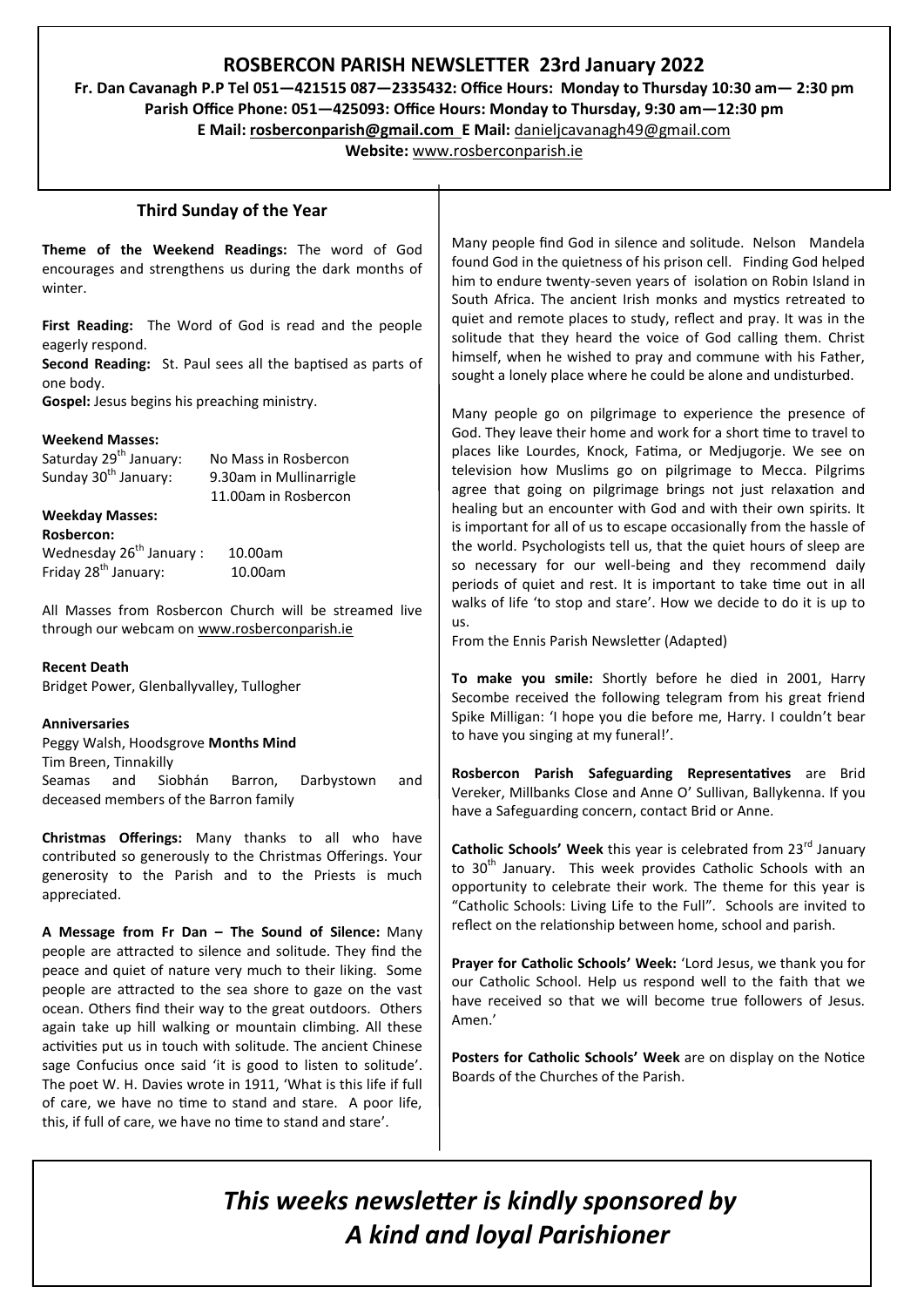# ROSBERCON PARISH NEWSLETTER 23rd January 2022

**Fr. Dan Cavanagh P.P Tel 051—421515 087—2335432: Office Hours: Monday to Thursday 10:30 am— 2:30 pm**
**Parish Office Phone: 051—425093: Office Hours: Monday to Thursday, 9:30 am—12:30 pm**
**E Mail: rosberconparish@gmail.com E Mail:** danieljcavanagh49@gmail.com
**Website:** www.rosberconparish.ie

## Third Sunday of the Year

**Theme of the Weekend Readings:** The word of God encourages and strengthens us during the dark months of winter.

**First Reading:** The Word of God is read and the people eagerly respond.
**Second Reading:** St. Paul sees all the baptised as parts of one body.
**Gospel:** Jesus begins his preaching ministry.

**Weekend Masses:**

Saturday 29th January: No Mass in Rosbercon
Sunday 30th January: 9.30am in Mullinarrigle
11.00am in Rosbercon

**Weekday Masses:**
**Rosbercon:**

Wednesday 26th January : 10.00am
Friday 28th January: 10.00am

All Masses from Rosbercon Church will be streamed live through our webcam on www.rosberconparish.ie

**Recent Death**
Bridget Power, Glenballyvalley, Tullogher

**Anniversaries**
Peggy Walsh, Hoodsgrove **Months Mind**
Tim Breen, Tinnakilly
Seamas and Siobhán Barron, Darbystown and deceased members of the Barron family

**Christmas Offerings:** Many thanks to all who have contributed so generously to the Christmas Offerings. Your generosity to the Parish and to the Priests is much appreciated.

**A Message from Fr Dan – The Sound of Silence:** Many people are attracted to silence and solitude. They find the peace and quiet of nature very much to their liking. Some people are attracted to the sea shore to gaze on the vast ocean. Others find their way to the great outdoors. Others again take up hill walking or mountain climbing. All these activities put us in touch with solitude. The ancient Chinese sage Confucius once said 'it is good to listen to solitude'. The poet W. H. Davies wrote in 1911, 'What is this life if full of care, we have no time to stand and stare. A poor life, this, if full of care, we have no time to stand and stare'.

Many people find God in silence and solitude. Nelson Mandela found God in the quietness of his prison cell. Finding God helped him to endure twenty-seven years of isolation on Robin Island in South Africa. The ancient Irish monks and mystics retreated to quiet and remote places to study, reflect and pray. It was in the solitude that they heard the voice of God calling them. Christ himself, when he wished to pray and commune with his Father, sought a lonely place where he could be alone and undisturbed.

Many people go on pilgrimage to experience the presence of God. They leave their home and work for a short time to travel to places like Lourdes, Knock, Fatima, or Medjugorje. We see on television how Muslims go on pilgrimage to Mecca. Pilgrims agree that going on pilgrimage brings not just relaxation and healing but an encounter with God and with their own spirits. It is important for all of us to escape occasionally from the hassle of the world. Psychologists tell us, that the quiet hours of sleep are so necessary for our well-being and they recommend daily periods of quiet and rest. It is important to take time out in all walks of life 'to stop and stare'. How we decide to do it is up to us.
From the Ennis Parish Newsletter (Adapted)

**To make you smile:** Shortly before he died in 2001, Harry Secombe received the following telegram from his great friend Spike Milligan: 'I hope you die before me, Harry. I couldn't bear to have you singing at my funeral!'.

**Rosbercon Parish Safeguarding Representatives** are Brid Vereker, Millbanks Close and Anne O' Sullivan, Ballykenna. If you have a Safeguarding concern, contact Brid or Anne.

**Catholic Schools' Week** this year is celebrated from 23rd January to 30th January. This week provides Catholic Schools with an opportunity to celebrate their work. The theme for this year is "Catholic Schools: Living Life to the Full". Schools are invited to reflect on the relationship between home, school and parish.

**Prayer for Catholic Schools' Week:** 'Lord Jesus, we thank you for our Catholic School. Help us respond well to the faith that we have received so that we will become true followers of Jesus. Amen.'

**Posters for Catholic Schools' Week** are on display on the Notice Boards of the Churches of the Parish.

***This weeks newsletter is kindly sponsored by A kind and loyal Parishioner***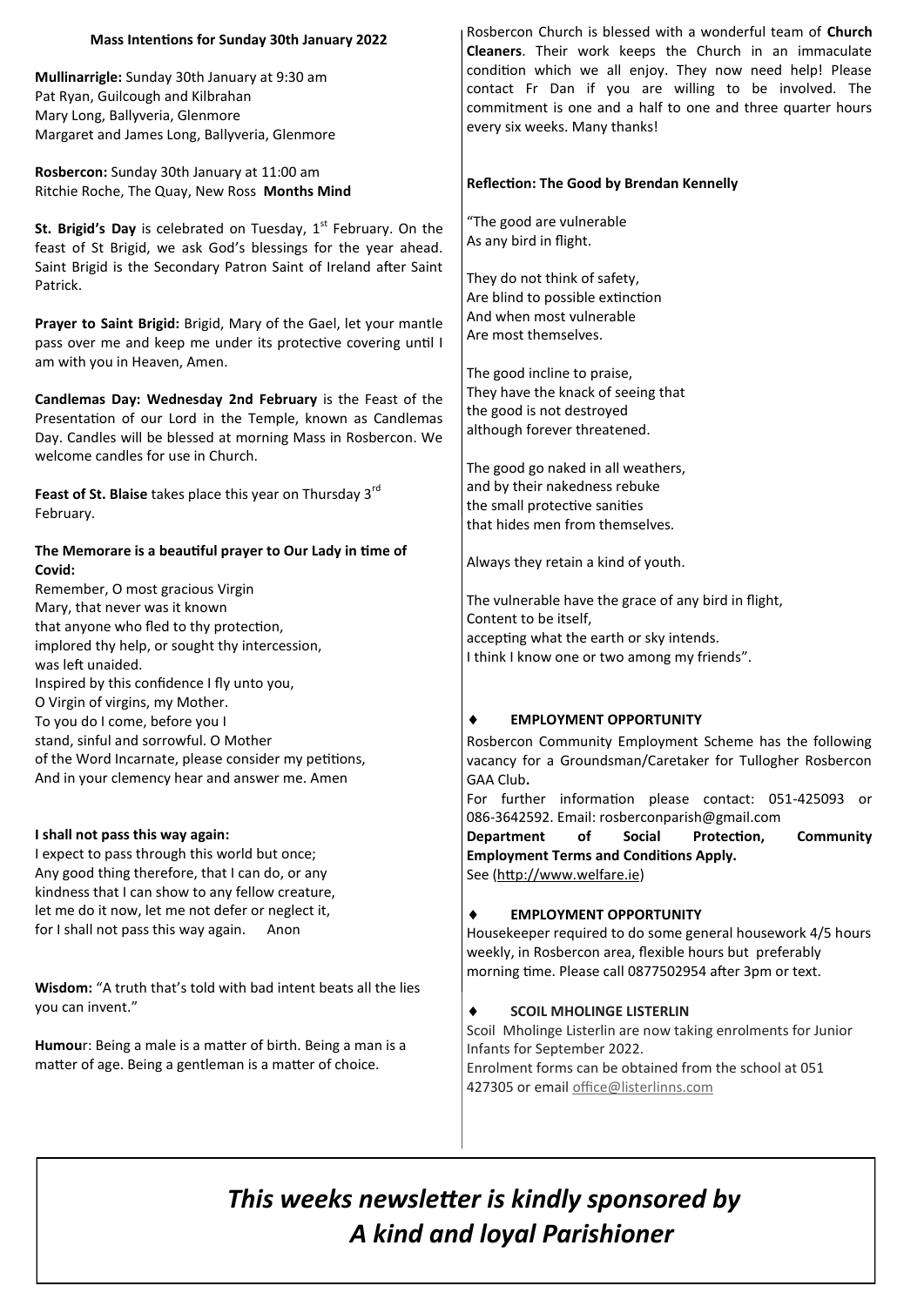**Mass Intentions for Sunday 30th January 2022**

**Mullinarrigle:** Sunday 30th January at 9:30 am
Pat Ryan, Guilcough and Kilbrahan
Mary Long, Ballyveria, Glenmore
Margaret and James Long, Ballyveria, Glenmore

**Rosbercon:** Sunday 30th January at 11:00 am
Ritchie Roche, The Quay, New Ross **Months Mind**

**St. Brigid's Day** is celebrated on Tuesday, 1st February. On the feast of St Brigid, we ask God's blessings for the year ahead. Saint Brigid is the Secondary Patron Saint of Ireland after Saint Patrick.

**Prayer to Saint Brigid:** Brigid, Mary of the Gael, let your mantle pass over me and keep me under its protective covering until I am with you in Heaven, Amen.

**Candlemas Day: Wednesday 2nd February** is the Feast of the Presentation of our Lord in the Temple, known as Candlemas Day. Candles will be blessed at morning Mass in Rosbercon. We welcome candles for use in Church.

**Feast of St. Blaise** takes place this year on Thursday 3rd February.

**The Memorare is a beautiful prayer to Our Lady in time of Covid:**

Remember, O most gracious Virgin
Mary, that never was it known
that anyone who fled to thy protection,
implored thy help, or sought thy intercession,
was left unaided.
Inspired by this confidence I fly unto you,
O Virgin of virgins, my Mother.
To you do I come, before you I
stand, sinful and sorrowful. O Mother
of the Word Incarnate, please consider my petitions,
And in your clemency hear and answer me. Amen

**I shall not pass this way again:**

I expect to pass through this world but once;
Any good thing therefore, that I can do, or any
kindness that I can show to any fellow creature,
let me do it now, let me not defer or neglect it,
for I shall not pass this way again. Anon

**Wisdom:** "A truth that's told with bad intent beats all the lies you can invent."

**Humou**r: Being a male is a matter of birth. Being a man is a matter of age. Being a gentleman is a matter of choice.

Rosbercon Church is blessed with a wonderful team of **Church Cleaners**. Their work keeps the Church in an immaculate condition which we all enjoy. They now need help! Please contact Fr Dan if you are willing to be involved. The commitment is one and a half to one and three quarter hours every six weeks. Many thanks!

**Reflection: The Good by Brendan Kennelly**

"The good are vulnerable
As any bird in flight.

They do not think of safety,
Are blind to possible extinction
And when most vulnerable
Are most themselves.

The good incline to praise,
They have the knack of seeing that
the good is not destroyed
although forever threatened.

The good go naked in all weathers,
and by their nakedness rebuke
the small protective sanities
that hides men from themselves.

Always they retain a kind of youth.

The vulnerable have the grace of any bird in flight,
Content to be itself,
accepting what the earth or sky intends.
I think I know one or two among my friends".

- **EMPLOYMENT OPPORTUNITY**

Rosbercon Community Employment Scheme has the following vacancy for a Groundsman/Caretaker for Tullogher Rosbercon GAA Club**.**
For further information please contact: 051-425093 or 086-3642592. Email: rosberconparish@gmail.com
**Department of Social Protection, Community Employment Terms and Conditions Apply.**
See (http://www.welfare.ie)

- **EMPLOYMENT OPPORTUNITY**

Housekeeper required to do some general housework 4/5 hours weekly, in Rosbercon area, flexible hours but preferably morning time. Please call 0877502954 after 3pm or text.

- **SCOIL MHOLINGE LISTERLIN**

Scoil Mholinge Listerlin are now taking enrolments for Junior Infants for September 2022.
Enrolment forms can be obtained from the school at 051 427305 or email office@listerlinns.com

***This weeks newsletter is kindly sponsored by A kind and loyal Parishioner***